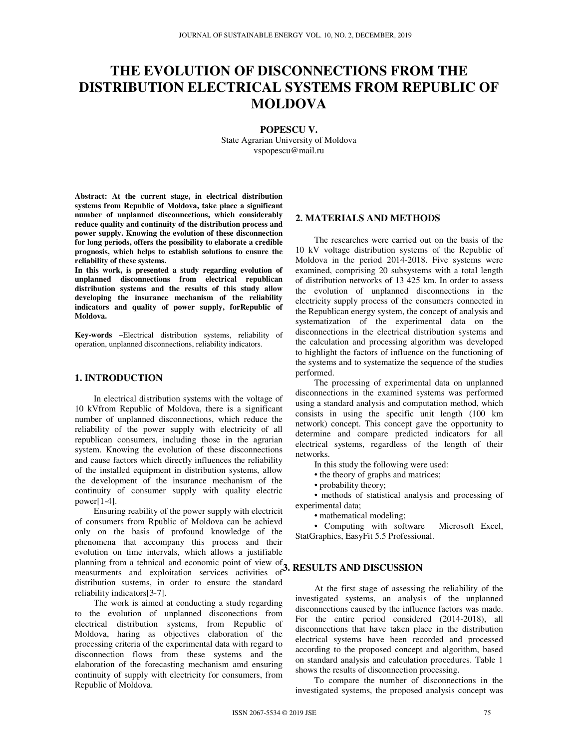# THE EVOLUTION OF DISCONNECTIONS FROM THE DISTRIBUTION ELECTRICAL SYSTEMS FROM REPUBLIC OF MOLDOVA

**POPESCU V.**
State Agrarian University of Moldova
vspopescu@mail.ru

**Abstract: At the current stage, in electrical distribution systems from Republic of Moldova, take place a significant number of unplanned disconnections, which considerably reduce quality and continuity of the distribution process and power supply. Knowing the evolution of these disconnection for long periods, offers the possibility to elaborate a credible prognosis, which helps to establish solutions to ensure the reliability of these systems.**

**In this work, is presented a study regarding evolution of unplanned disconnections from electrical republican distribution systems and the results of this study allow developing the insurance mechanism of the reliability indicators and quality of power supply, forRepublic of Moldova.**

**Key-words –**Electrical distribution systems, reliability of operation, unplanned disconnections, reliability indicators.

## 1. INTRODUCTION

In electrical distribution systems with the voltage of 10 kVfrom Republic of Moldova, there is a significant number of unplanned disconnections, which reduce the reliability of the power supply with electricity of all republican consumers, including those in the agrarian system. Knowing the evolution of these disconnections and cause factors which directly influences the reliability of the installed equipment in distribution systems, allow the development of the insurance mechanism of the continuity of consumer supply with quality electric power[1-4].

Ensuring reability of the power supply with electricit of consumers from Rpublic of Moldova can be achievd only on the basis of profound knowledge of the phenomena that accompany this process and their evolution on time intervals, which allows a justifiable planning from a tehnical and economic point of view of measurments and exploitation services activities of distribution sustems, in order to ensurc the standard reliability indicators[3-7].

The work is aimed at conducting a study regarding to the evolution of unplanned disconections from electrical distribution systems, from Republic of Moldova, haring as objectives elaboration of the processing criteria of the experimental data with regard to disconnection flows from these systems and the elaboration of the forecasting mechanism amd ensuring continuity of supply with electricity for consumers, from Republic of Moldova.

## 2. MATERIALS AND METHODS

The researches were carried out on the basis of the 10 kV voltage distribution systems of the Republic of Moldova in the period 2014-2018. Five systems were examined, comprising 20 subsystems with a total length of distribution networks of 13 425 km. In order to assess the evolution of unplanned disconnections in the electricity supply process of the consumers connected in the Republican energy system, the concept of analysis and systematization of the experimental data on the disconnections in the electrical distribution systems and the calculation and processing algorithm was developed to highlight the factors of influence on the functioning of the systems and to systematize the sequence of the studies performed.

The processing of experimental data on unplanned disconnections in the examined systems was performed using a standard analysis and computation method, which consists in using the specific unit length (100 km network) concept. This concept gave the opportunity to determine and compare predicted indicators for all electrical systems, regardless of the length of their networks.

In this study the following were used:

- the theory of graphs and matrices;
- probability theory;
- methods of statistical analysis and processing of experimental data;
- mathematical modeling;
- Computing with software Microsoft Excel, StatGraphics, EasyFit 5.5 Professional.

## 3. RESULTS AND DISCUSSION

At the first stage of assessing the reliability of the investigated systems, an analysis of the unplanned disconnections caused by the influence factors was made. For the entire period considered (2014-2018), all disconnections that have taken place in the distribution electrical systems have been recorded and processed according to the proposed concept and algorithm, based on standard analysis and calculation procedures. Table 1 shows the results of disconnection processing.

To compare the number of disconnections in the investigated systems, the proposed analysis concept was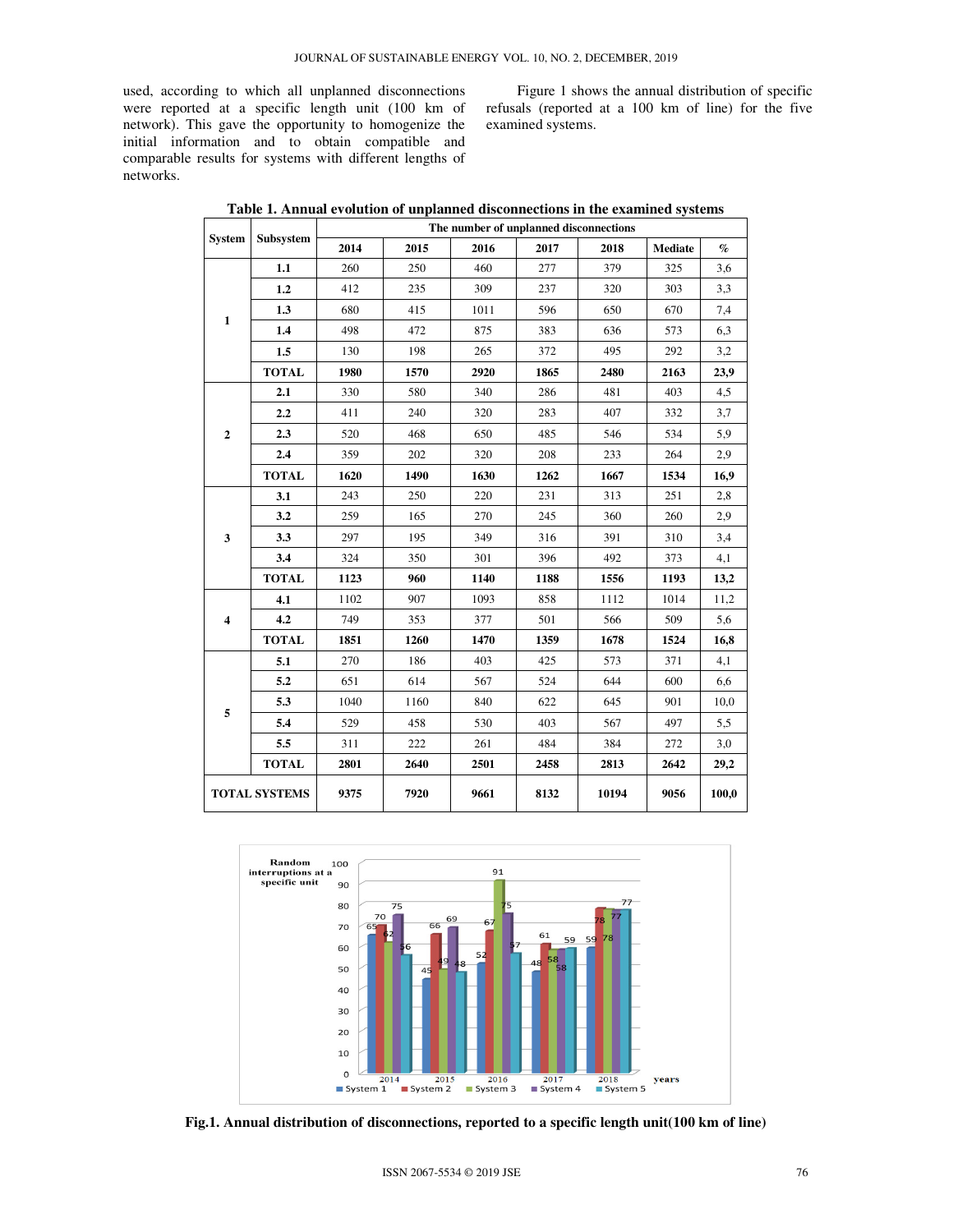used, according to which all unplanned disconnections were reported at a specific length unit (100 km of network). This gave the opportunity to homogenize the initial information and to obtain compatible and comparable results for systems with different lengths of networks.

Figure 1 shows the annual distribution of specific refusals (reported at a 100 km of line) for the five examined systems.

**Table 1. Annual evolution of unplanned disconnections in the examined systems**

| System | Subsystem | The number of unplanned disconnections | | | | | | |
|---|---|---|---|---|---|---|---|---|
| | | 2014 | 2015 | 2016 | 2017 | 2018 | Mediate | % |
| 1 | 1.1 | 260 | 250 | 460 | 277 | 379 | 325 | 3,6 |
| | 1.2 | 412 | 235 | 309 | 237 | 320 | 303 | 3,3 |
| | 1.3 | 680 | 415 | 1011 | 596 | 650 | 670 | 7,4 |
| | 1.4 | 498 | 472 | 875 | 383 | 636 | 573 | 6,3 |
| | 1.5 | 130 | 198 | 265 | 372 | 495 | 292 | 3,2 |
| | **TOTAL** | **1980** | **1570** | **2920** | **1865** | **2480** | **2163** | **23,9** |
| 2 | 2.1 | 330 | 580 | 340 | 286 | 481 | 403 | 4,5 |
| | 2.2 | 411 | 240 | 320 | 283 | 407 | 332 | 3,7 |
| | 2.3 | 520 | 468 | 650 | 485 | 546 | 534 | 5,9 |
| | 2.4 | 359 | 202 | 320 | 208 | 233 | 264 | 2,9 |
| | **TOTAL** | **1620** | **1490** | **1630** | **1262** | **1667** | **1534** | **16,9** |
| 3 | 3.1 | 243 | 250 | 220 | 231 | 313 | 251 | 2,8 |
| | 3.2 | 259 | 165 | 270 | 245 | 360 | 260 | 2,9 |
| | 3.3 | 297 | 195 | 349 | 316 | 391 | 310 | 3,4 |
| | 3.4 | 324 | 350 | 301 | 396 | 492 | 373 | 4,1 |
| | **TOTAL** | **1123** | **960** | **1140** | **1188** | **1556** | **1193** | **13,2** |
| 4 | 4.1 | 1102 | 907 | 1093 | 858 | 1112 | 1014 | 11,2 |
| | 4.2 | 749 | 353 | 377 | 501 | 566 | 509 | 5,6 |
| | **TOTAL** | **1851** | **1260** | **1470** | **1359** | **1678** | **1524** | **16,8** |
| 5 | 5.1 | 270 | 186 | 403 | 425 | 573 | 371 | 4,1 |
| | 5.2 | 651 | 614 | 567 | 524 | 644 | 600 | 6,6 |
| | 5.3 | 1040 | 1160 | 840 | 622 | 645 | 901 | 10,0 |
| | 5.4 | 529 | 458 | 530 | 403 | 567 | 497 | 5,5 |
| | 5.5 | 311 | 222 | 261 | 484 | 384 | 272 | 3,0 |
| | **TOTAL** | **2801** | **2640** | **2501** | **2458** | **2813** | **2642** | **29,2** |
| **TOTAL SYSTEMS** | | **9375** | **7920** | **9661** | **8132** | **10194** | **9056** | **100,0** |

**Fig.1. Annual distribution of disconnections, reported to a specific length unit(100 km of line)**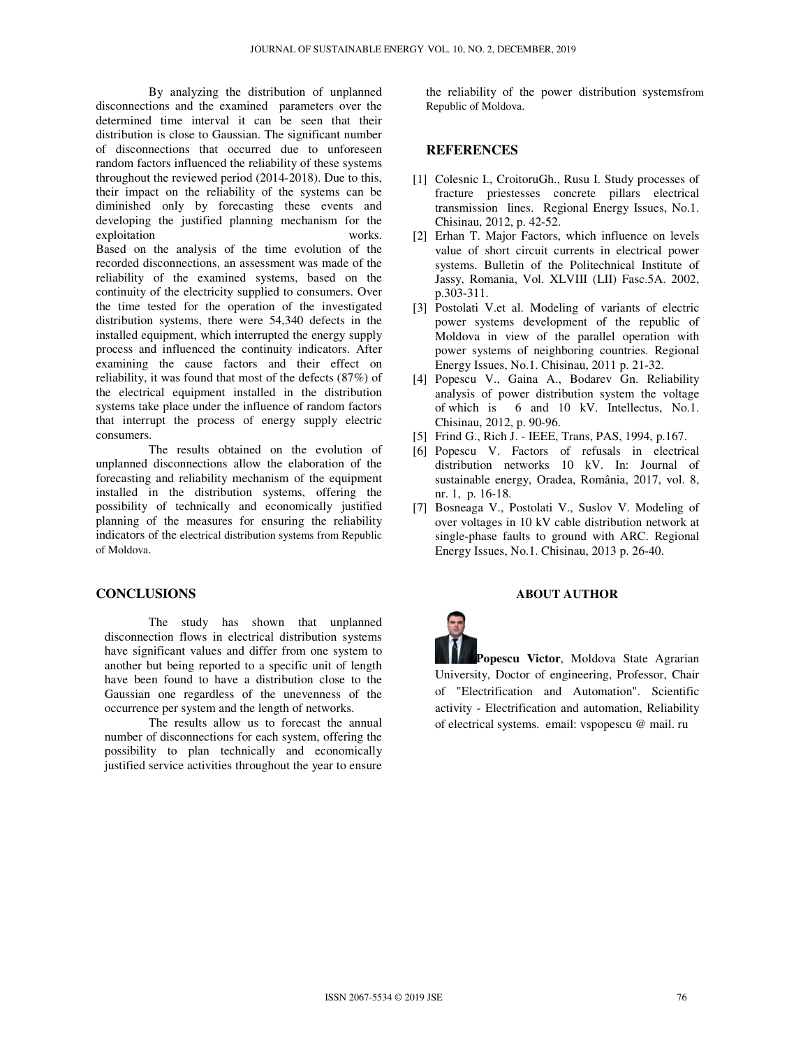By analyzing the distribution of unplanned disconnections and the examined parameters over the determined time interval it can be seen that their distribution is close to Gaussian. The significant number of disconnections that occurred due to unforeseen random factors influenced the reliability of these systems throughout the reviewed period (2014-2018). Due to this, their impact on the reliability of the systems can be diminished only by forecasting these events and developing the justified planning mechanism for the exploitation works.
Based on the analysis of the time evolution of the recorded disconnections, an assessment was made of the reliability of the examined systems, based on the continuity of the electricity supplied to consumers. Over the time tested for the operation of the investigated distribution systems, there were 54,340 defects in the installed equipment, which interrupted the energy supply process and influenced the continuity indicators. After examining the cause factors and their effect on reliability, it was found that most of the defects (87%) of the electrical equipment installed in the distribution systems take place under the influence of random factors that interrupt the process of energy supply electric consumers.

The results obtained on the evolution of unplanned disconnections allow the elaboration of the forecasting and reliability mechanism of the equipment installed in the distribution systems, offering the possibility of technically and economically justified planning of the measures for ensuring the reliability indicators of the electrical distribution systems from Republic of Moldova.

## CONCLUSIONS

The study has shown that unplanned disconnection flows in electrical distribution systems have significant values and differ from one system to another but being reported to a specific unit of length have been found to have a distribution close to the Gaussian one regardless of the unevenness of the occurrence per system and the length of networks.

The results allow us to forecast the annual number of disconnections for each system, offering the possibility to plan technically and economically justified service activities throughout the year to ensure the reliability of the power distribution systemsfrom Republic of Moldova.

## REFERENCES

[1] Colesnic I., CroitoruGh., Rusu I. Study processes of fracture priestesses concrete pillars electrical transmission lines. Regional Energy Issues, No.1. Chisinau, 2012, p. 42-52.

[2] Erhan T. Major Factors, which influence on levels value of short circuit currents in electrical power systems. Bulletin of the Politechnical Institute of Jassy, Romania, Vol. XLVIII (LII) Fasc.5A. 2002, p.303-311.

[3] Postolati V.et al. Modeling of variants of electric power systems development of the republic of Moldova in view of the parallel operation with power systems of neighboring countries. Regional Energy Issues, No.1. Chisinau, 2011 p. 21-32.

[4] Popescu V., Gaina A., Bodarev Gn. Reliability analysis of power distribution system the voltage of which is 6 and 10 kV. Intellectus, No.1. Chisinau, 2012, p. 90-96.

[5] Frind G., Rich J. - IEEE, Trans, PAS, 1994, p.167.

[6] Popescu V. Factors of refusals in electrical distribution networks 10 kV. In: Journal of sustainable energy, Oradea, România, 2017, vol. 8, nr. 1, p. 16-18.

[7] Bosneaga V., Postolati V., Suslov V. Modeling of over voltages in 10 kV cable distribution network at single-phase faults to ground with ARC. Regional Energy Issues, No.1. Chisinau, 2013 p. 26-40.

## ABOUT AUTHOR

**Popescu Victor**, Moldova State Agrarian University, Doctor of engineering, Professor, Chair of "Electrification and Automation". Scientific activity - Electrification and automation, Reliability of electrical systems. email: vspopescu @ mail. ru